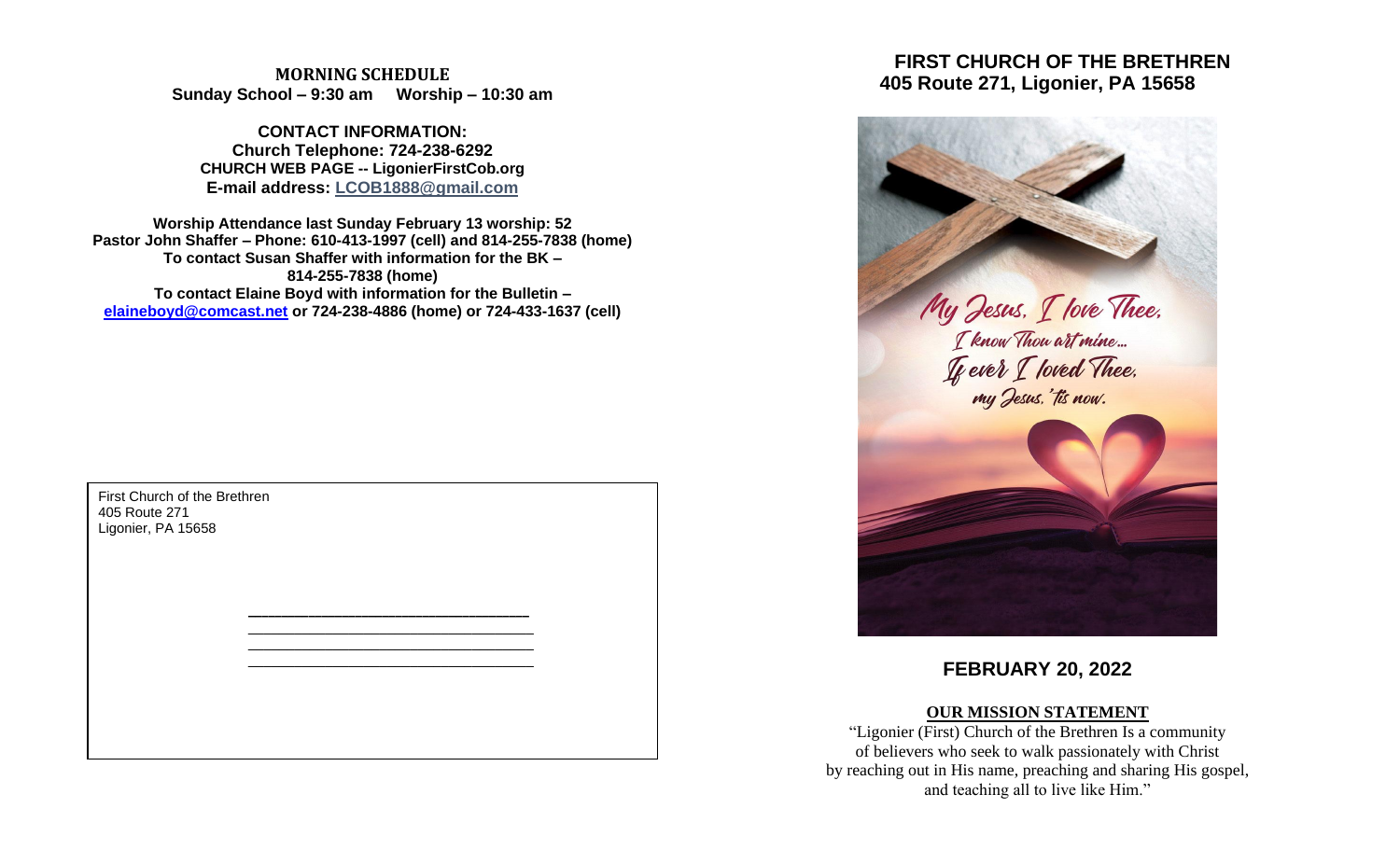**MORNING SCHEDULE**
**Sunday School – 9:30 am Worship – 10:30 am**

**CONTACT INFORMATION:**
**Church Telephone: 724-238-6292**
**CHURCH WEB PAGE -- LigonierFirstCob.org**
**E-mail address: LCOB1888@gmail.com**

**Worship Attendance last Sunday February 13 worship: 52**
**Pastor John Shaffer – Phone: 610-413-1997 (cell) and 814-255-7838 (home)**
**To contact Susan Shaffer with information for the BK – 814-255-7838 (home)**
**To contact Elaine Boyd with information for the Bulletin – elaineboyd@comcast.net or 724-238-4886 (home) or 724-433-1637 (cell)**

First Church of the Brethren
405 Route 271
Ligonier, PA 15658

______________________________
______________________________
______________________________
______________________________

# FIRST CHURCH OF THE BRETHREN
## 405 Route 271, Ligonier, PA 15658

My Jesus, I love Thee,
I know Thou art mine...
If ever I loved Thee,
my Jesus, 'tis now.

## FEBRUARY 20, 2022

**OUR MISSION STATEMENT**

"Ligonier (First) Church of the Brethren Is a community of believers who seek to walk passionately with Christ by reaching out in His name, preaching and sharing His gospel, and teaching all to live like Him."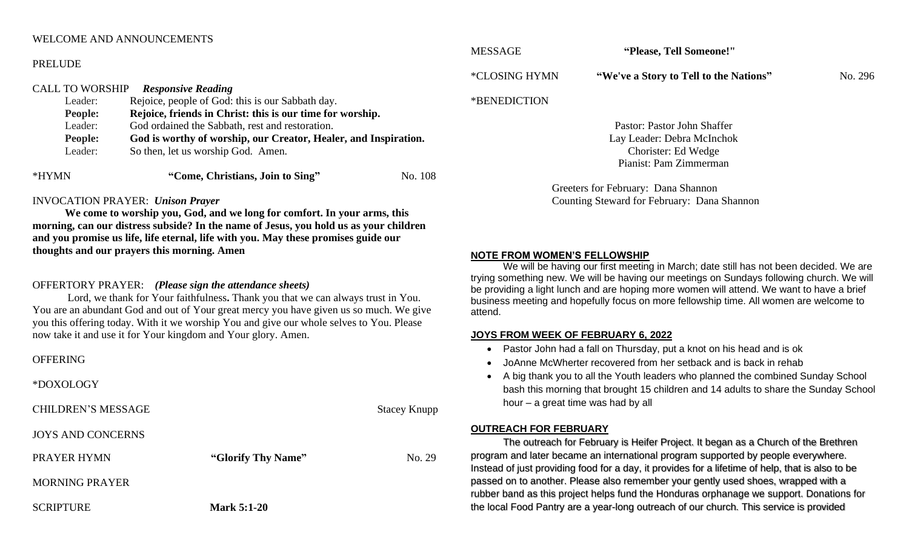WELCOME AND ANNOUNCEMENTS

PRELUDE

CALL TO WORKSHIP *Responsive Reading*

| | |
|---|---|
| Leader: | Rejoice, people of God: this is our Sabbath day. |
| **People:** | **Rejoice, friends in Christ: this is our time for worship.** |
| Leader: | God ordained the Sabbath, rest and restoration. |
| **People:** | **God is worthy of worship, our Creator, Healer, and Inspiration.** |
| Leader: | So then, let us worship God. Amen. |

*HYMN **"Come, Christians, Join to Sing"** No. 108

INVOCATION PRAYER: *Unison Prayer*

**We come to worship you, God, and we long for comfort. In your arms, this morning, can our distress subside? In the name of Jesus, you hold us as your children and you promise us life, life eternal, life with you. May these promises guide our thoughts and our prayers this morning. Amen**

OFFERTORY PRAYER: *(Please sign the attendance sheets)*

Lord, we thank for Your faithfulness**.** Thank you that we can always trust in You. You are an abundant God and out of Your great mercy you have given us so much. We give you this offering today. With it we worship You and give our whole selves to You. Please now take it and use it for Your kingdom and Your glory. Amen.

OFFERING

*DOXOLOGY

CHILDREN'S MESSAGE Stacey Knupp

JOYS AND CONCERNS

PRAYER HYMN **"Glorify Thy Name"** No. 29

MORNING PRAYER

SCRIPTURE **Mark 5:1-20**

MESSAGE **"Please, Tell Someone!"**

*CLOSING HYMN **"We've a Story to Tell to the Nations"** No. 296

*BENEDICTION

Pastor: Pastor John Shaffer
Lay Leader: Debra McInchok
Chorister: Ed Wedge
Pianist: Pam Zimmerman

Greeters for February: Dana Shannon
Counting Steward for February: Dana Shannon

## NOTE FROM WOMEN'S FELLOWSHIP

We will be having our first meeting in March; date still has not been decided. We are trying something new. We will be having our meetings on Sundays following church. We will be providing a light lunch and are hoping more women will attend. We want to have a brief business meeting and hopefully focus on more fellowship time. All women are welcome to attend.

## JOYS FROM WEEK OF FEBRUARY 6, 2022

- Pastor John had a fall on Thursday, put a knot on his head and is ok
- JoAnne McWherter recovered from her setback and is back in rehab
- A big thank you to all the Youth leaders who planned the combined Sunday School bash this morning that brought 15 children and 14 adults to share the Sunday School hour – a great time was had by all

## OUTREACH FOR FEBRUARY

The outreach for February is Heifer Project. It began as a Church of the Brethren program and later became an international program supported by people everywhere. Instead of just providing food for a day, it provides for a lifetime of help, that is also to be passed on to another. Please also remember your gently used shoes, wrapped with a rubber band as this project helps fund the Honduras orphanage we support. Donations for the local Food Pantry are a year-long outreach of our church. This service is provided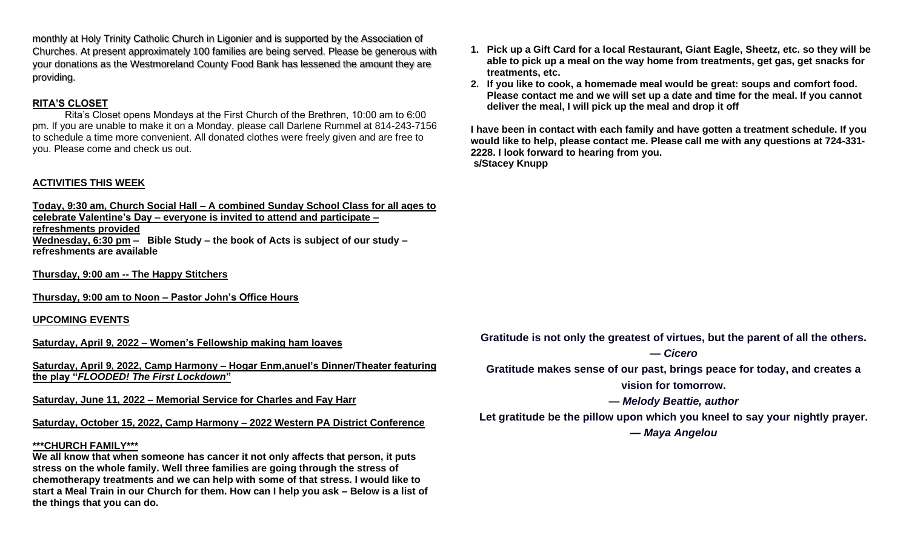monthly at Holy Trinity Catholic Church in Ligonier and is supported by the Association of Churches. At present approximately 100 families are being served. Please be generous with your donations as the Westmoreland County Food Bank has lessened the amount they are providing.

**RITA'S CLOSET**

Rita's Closet opens Mondays at the First Church of the Brethren, 10:00 am to 6:00 pm. If you are unable to make it on a Monday, please call Darlene Rummel at 814-243-7156 to schedule a time more convenient. All donated clothes were freely given and are free to you. Please come and check us out.

**ACTIVITIES THIS WEEK**

**Today, 9:30 am, Church Social Hall – A combined Sunday School Class for all ages to celebrate Valentine's Day – everyone is invited to attend and participate – refreshments provided**

**Wednesday, 6:30 pm – Bible Study – the book of Acts is subject of our study – refreshments are available**

**Thursday, 9:00 am -- The Happy Stitchers**

**Thursday, 9:00 am to Noon – Pastor John's Office Hours**

**UPCOMING EVENTS**

**Saturday, April 9, 2022 – Women's Fellowship making ham loaves**

**Saturday, April 9, 2022, Camp Harmony – Hogar Enm,anuel's Dinner/Theater featuring the play "*FLOODED! The First Lockdown*"**

**Saturday, June 11, 2022 – Memorial Service for Charles and Fay Harr**

**Saturday, October 15, 2022, Camp Harmony – 2022 Western PA District Conference**

**\*\*\*CHURCH FAMILY\*\*\***

**We all know that when someone has cancer it not only affects that person, it puts stress on the whole family. Well three families are going through the stress of chemotherapy treatments and we can help with some of that stress. I would like to start a Meal Train in our Church for them. How can I help you ask – Below is a list of the things that you can do.**

1. **Pick up a Gift Card for a local Restaurant, Giant Eagle, Sheetz, etc. so they will be able to pick up a meal on the way home from treatments, get gas, get snacks for treatments, etc.**
2. **If you like to cook, a homemade meal would be great: soups and comfort food. Please contact me and we will set up a date and time for the meal. If you cannot deliver the meal, I will pick up the meal and drop it off**

**I have been in contact with each family and have gotten a treatment schedule. If you would like to help, please contact me. Please call me with any questions at 724-331-2228. I look forward to hearing from you.**
**s/Stacey Knupp**

**Gratitude is not only the greatest of virtues, but the parent of all the others.**
***— Cicero***

**Gratitude makes sense of our past, brings peace for today, and creates a vision for tomorrow.**
***— Melody Beattie, author***

**Let gratitude be the pillow upon which you kneel to say your nightly prayer.**
***— Maya Angelou***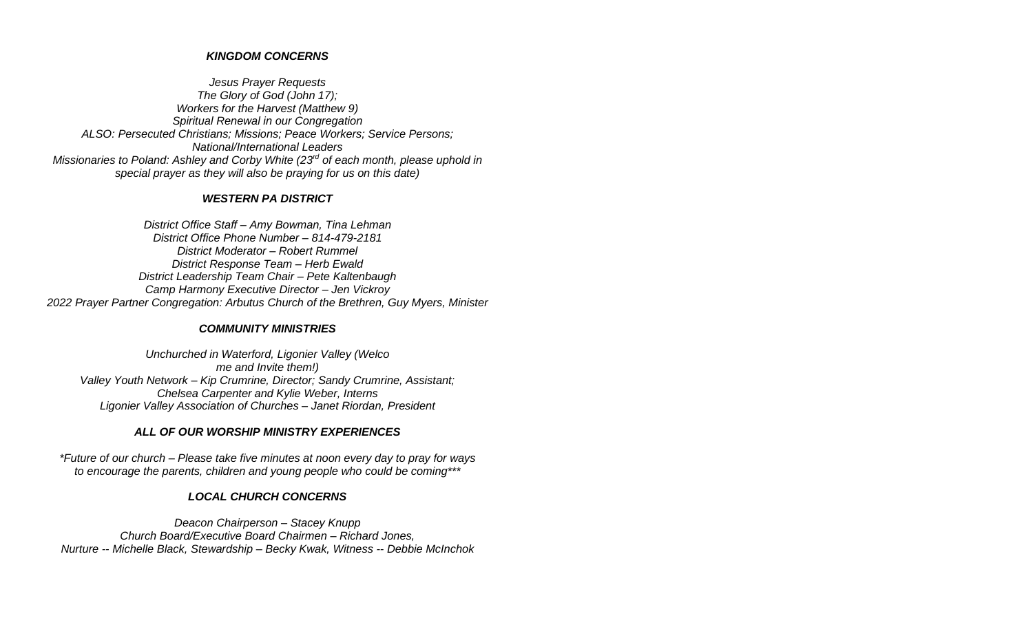### *KINGDOM CONCERNS*

*Jesus Prayer Requests*
*The Glory of God (John 17);*
*Workers for the Harvest (Matthew 9)*
*Spiritual Renewal in our Congregation*
*ALSO: Persecuted Christians; Missions; Peace Workers; Service Persons; National/International Leaders*
*Missionaries to Poland: Ashley and Corby White (23rd of each month, please uphold in special prayer as they will also be praying for us on this date)*

### *WESTERN PA DISTRICT*

*District Office Staff – Amy Bowman, Tina Lehman*
*District Office Phone Number – 814-479-2181*
*District Moderator – Robert Rummel*
*District Response Team – Herb Ewald*
*District Leadership Team Chair – Pete Kaltenbaugh*
*Camp Harmony Executive Director – Jen Vickroy*
*2022 Prayer Partner Congregation: Arbutus Church of the Brethren, Guy Myers, Minister*

### *COMMUNITY MINISTRIES*

*Unchurched in Waterford, Ligonier Valley (Welcome and Invite them!)*
*Valley Youth Network – Kip Crumrine, Director; Sandy Crumrine, Assistant; Chelsea Carpenter and Kylie Weber, Interns*
*Ligonier Valley Association of Churches – Janet Riordan, President*

### *ALL OF OUR WORSHIP MINISTRY EXPERIENCES*

*\*Future of our church – Please take five minutes at noon every day to pray for ways to encourage the parents, children and young people who could be coming\*\*\**

### *LOCAL CHURCH CONCERNS*

*Deacon Chairperson – Stacey Knupp*
*Church Board/Executive Board Chairmen – Richard Jones,*
*Nurture -- Michelle Black, Stewardship – Becky Kwak, Witness -- Debbie McInchok*